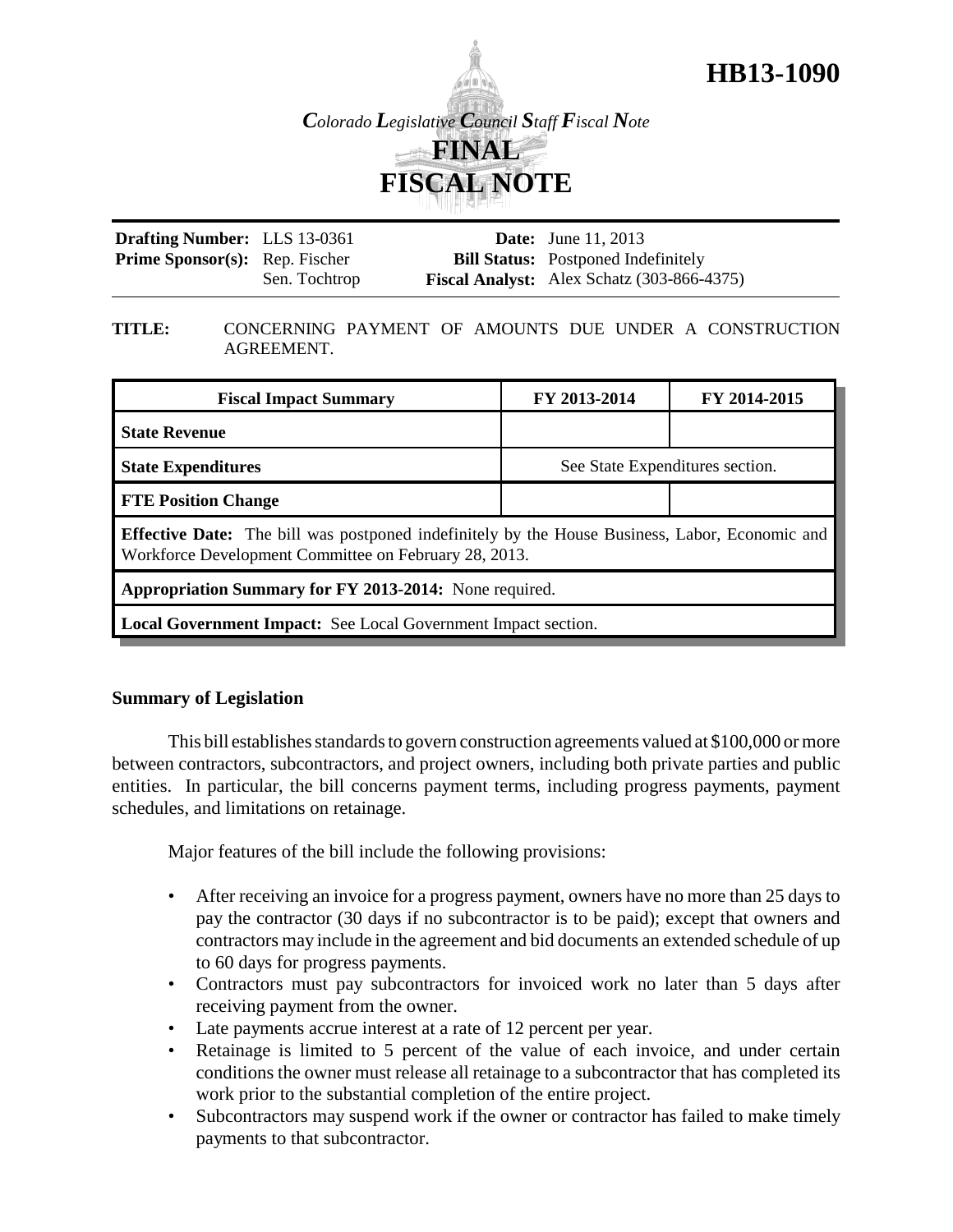# HB13-1090

*Colorado Legislative Council Staff Fiscal Note*

**FINAL FISCAL NOTE**

| | | | |
|---|---|---|---|
| **Drafting Number:** | LLS 13-0361 | **Date:** | June 11, 2013 |
| **Prime Sponsor(s):** | Rep. Fischer<br>Sen. Tochtrop | **Bill Status:** | Postponed Indefinitely |
| | | **Fiscal Analyst:** | Alex Schatz (303-866-4375) |

**TITLE:** CONCERNING PAYMENT OF AMOUNTS DUE UNDER A CONSTRUCTION AGREEMENT.

| Fiscal Impact Summary | FY 2013-2014 | FY 2014-2015 |
|---|---|---|
| **State Revenue** | | |
| **State Expenditures** | See State Expenditures section. | |
| **FTE Position Change** | | |
| **Effective Date:** The bill was postponed indefinitely by the House Business, Labor, Economic and Workforce Development Committee on February 28, 2013. | | |
| **Appropriation Summary for FY 2013-2014:** None required. | | |
| **Local Government Impact:** See Local Government Impact section. | | |

## Summary of Legislation

This bill establishes standards to govern construction agreements valued at $100,000 or more between contractors, subcontractors, and project owners, including both private parties and public entities. In particular, the bill concerns payment terms, including progress payments, payment schedules, and limitations on retainage.

Major features of the bill include the following provisions:

- After receiving an invoice for a progress payment, owners have no more than 25 days to pay the contractor (30 days if no subcontractor is to be paid); except that owners and contractors may include in the agreement and bid documents an extended schedule of up to 60 days for progress payments.
- Contractors must pay subcontractors for invoiced work no later than 5 days after receiving payment from the owner.
- Late payments accrue interest at a rate of 12 percent per year.
- Retainage is limited to 5 percent of the value of each invoice, and under certain conditions the owner must release all retainage to a subcontractor that has completed its work prior to the substantial completion of the entire project.
- Subcontractors may suspend work if the owner or contractor has failed to make timely payments to that subcontractor.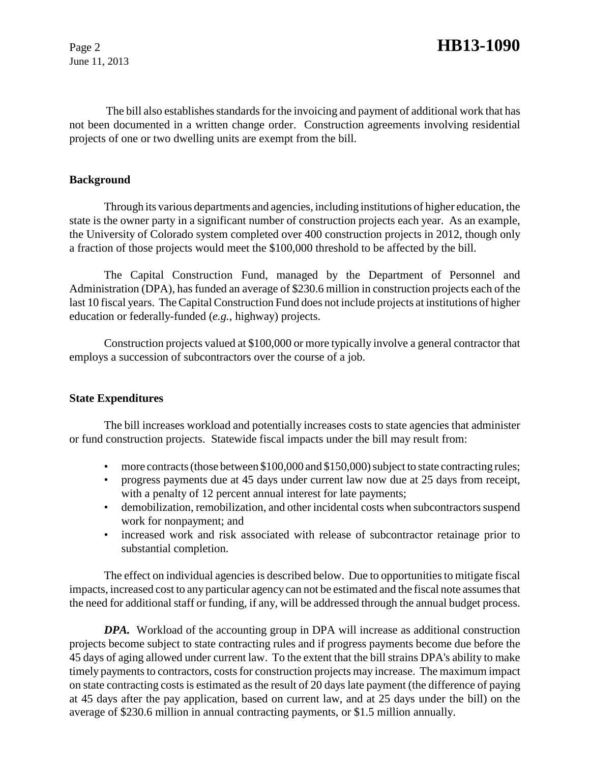The bill also establishes standards for the invoicing and payment of additional work that has not been documented in a written change order. Construction agreements involving residential projects of one or two dwelling units are exempt from the bill.

## Background

Through its various departments and agencies, including institutions of higher education, the state is the owner party in a significant number of construction projects each year. As an example, the University of Colorado system completed over 400 construction projects in 2012, though only a fraction of those projects would meet the $100,000 threshold to be affected by the bill.

The Capital Construction Fund, managed by the Department of Personnel and Administration (DPA), has funded an average of $230.6 million in construction projects each of the last 10 fiscal years. The Capital Construction Fund does not include projects at institutions of higher education or federally-funded (*e.g.*, highway) projects.

Construction projects valued at $100,000 or more typically involve a general contractor that employs a succession of subcontractors over the course of a job.

## State Expenditures

The bill increases workload and potentially increases costs to state agencies that administer or fund construction projects. Statewide fiscal impacts under the bill may result from:

- more contracts (those between $100,000 and $150,000) subject to state contracting rules;
- progress payments due at 45 days under current law now due at 25 days from receipt, with a penalty of 12 percent annual interest for late payments;
- demobilization, remobilization, and other incidental costs when subcontractors suspend work for nonpayment; and
- increased work and risk associated with release of subcontractor retainage prior to substantial completion.

The effect on individual agencies is described below. Due to opportunities to mitigate fiscal impacts, increased cost to any particular agency can not be estimated and the fiscal note assumes that the need for additional staff or funding, if any, will be addressed through the annual budget process.

***DPA.*** Workload of the accounting group in DPA will increase as additional construction projects become subject to state contracting rules and if progress payments become due before the 45 days of aging allowed under current law. To the extent that the bill strains DPA's ability to make timely payments to contractors, costs for construction projects may increase. The maximum impact on state contracting costs is estimated as the result of 20 days late payment (the difference of paying at 45 days after the pay application, based on current law, and at 25 days under the bill) on the average of $230.6 million in annual contracting payments, or $1.5 million annually.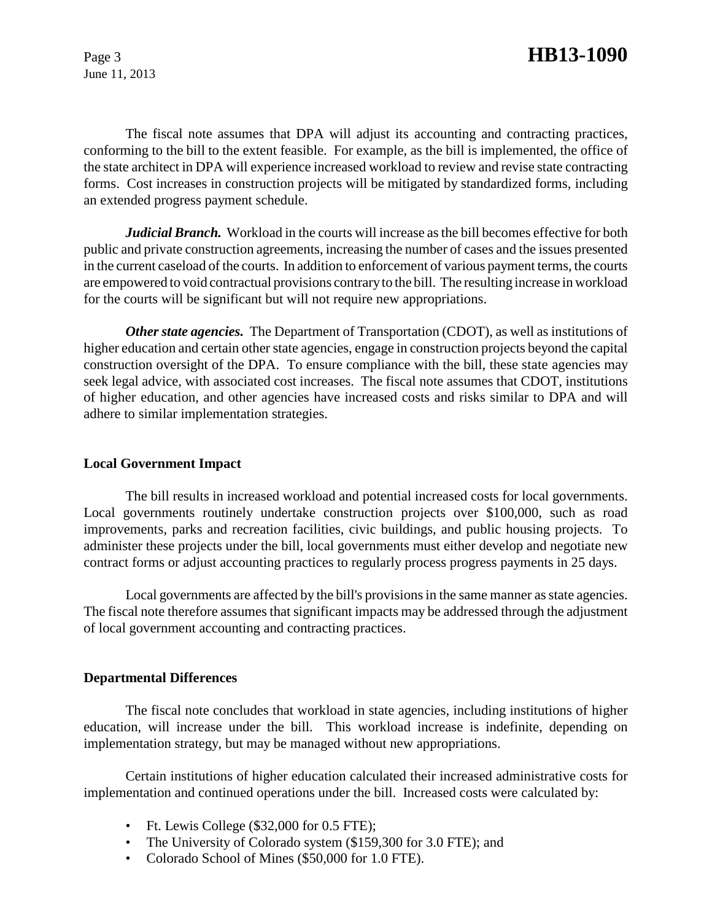The fiscal note assumes that DPA will adjust its accounting and contracting practices, conforming to the bill to the extent feasible. For example, as the bill is implemented, the office of the state architect in DPA will experience increased workload to review and revise state contracting forms. Cost increases in construction projects will be mitigated by standardized forms, including an extended progress payment schedule.

***Judicial Branch.*** Workload in the courts will increase as the bill becomes effective for both public and private construction agreements, increasing the number of cases and the issues presented in the current caseload of the courts. In addition to enforcement of various payment terms, the courts are empowered to void contractual provisions contrary to the bill. The resulting increase in workload for the courts will be significant but will not require new appropriations.

***Other state agencies.*** The Department of Transportation (CDOT), as well as institutions of higher education and certain other state agencies, engage in construction projects beyond the capital construction oversight of the DPA. To ensure compliance with the bill, these state agencies may seek legal advice, with associated cost increases. The fiscal note assumes that CDOT, institutions of higher education, and other agencies have increased costs and risks similar to DPA and will adhere to similar implementation strategies.

## Local Government Impact

The bill results in increased workload and potential increased costs for local governments. Local governments routinely undertake construction projects over $100,000, such as road improvements, parks and recreation facilities, civic buildings, and public housing projects. To administer these projects under the bill, local governments must either develop and negotiate new contract forms or adjust accounting practices to regularly process progress payments in 25 days.

Local governments are affected by the bill's provisions in the same manner as state agencies. The fiscal note therefore assumes that significant impacts may be addressed through the adjustment of local government accounting and contracting practices.

## Departmental Differences

The fiscal note concludes that workload in state agencies, including institutions of higher education, will increase under the bill. This workload increase is indefinite, depending on implementation strategy, but may be managed without new appropriations.

Certain institutions of higher education calculated their increased administrative costs for implementation and continued operations under the bill. Increased costs were calculated by:

- Ft. Lewis College ($32,000 for 0.5 FTE);
- The University of Colorado system ($159,300 for 3.0 FTE); and
- Colorado School of Mines ($50,000 for 1.0 FTE).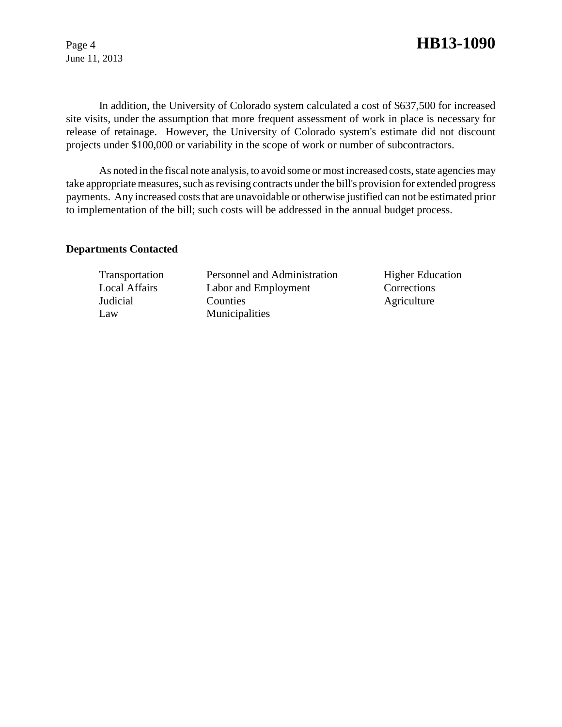In addition, the University of Colorado system calculated a cost of $637,500 for increased site visits, under the assumption that more frequent assessment of work in place is necessary for release of retainage. However, the University of Colorado system's estimate did not discount projects under $100,000 or variability in the scope of work or number of subcontractors.

As noted in the fiscal note analysis, to avoid some or most increased costs, state agencies may take appropriate measures, such as revising contracts under the bill's provision for extended progress payments. Any increased costs that are unavoidable or otherwise justified can not be estimated prior to implementation of the bill; such costs will be addressed in the annual budget process.

**Departments Contacted**

| | | |
|---|---|---|
| Transportation | Personnel and Administration | Higher Education |
| Local Affairs | Labor and Employment | Corrections |
| Judicial | Counties | Agriculture |
| Law | Municipalities | |